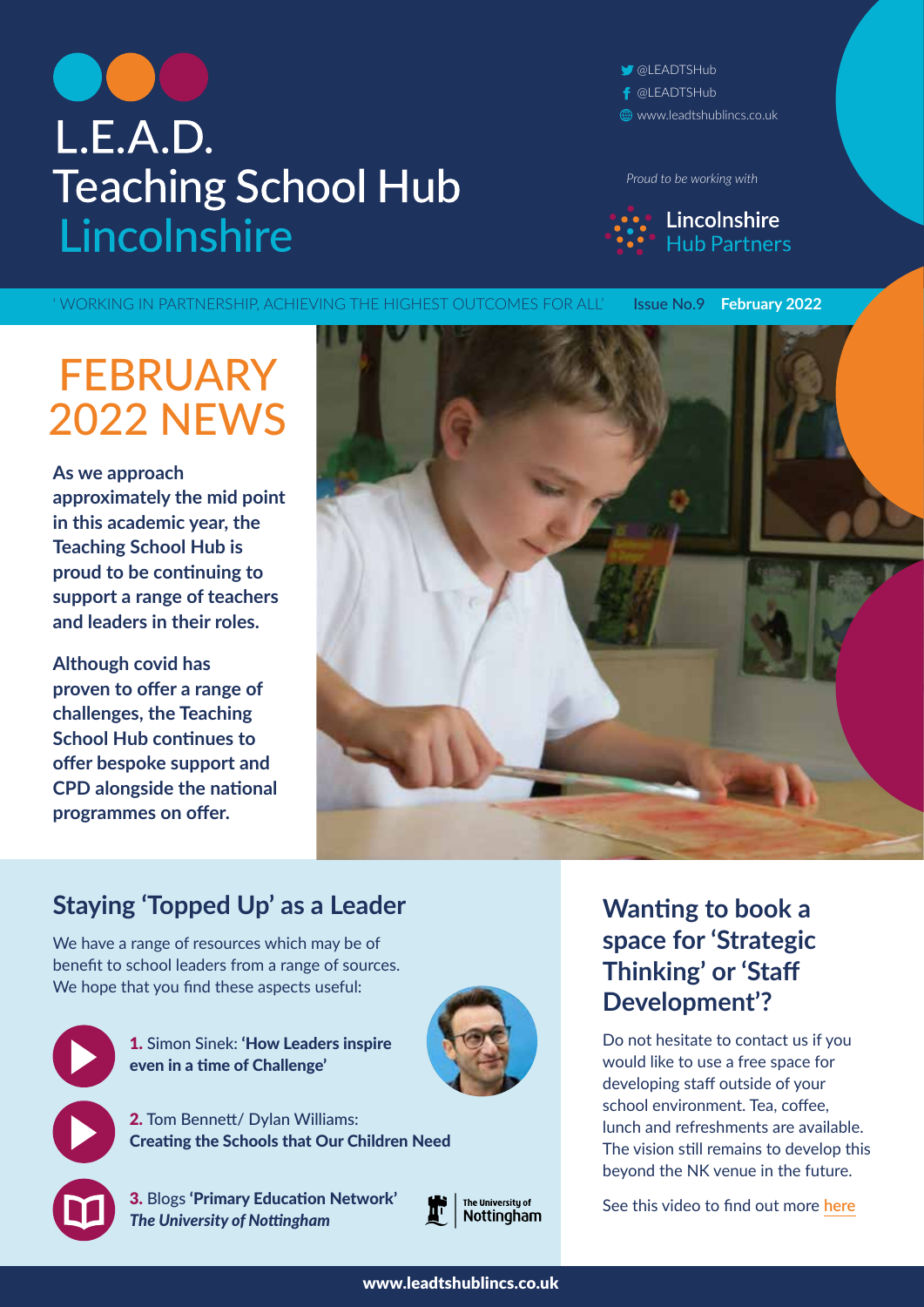# L.E.A.D. Teaching School Hub Lincolnshire

@LEADTSHub
@LEADTSHub
www.leadtshublincs.co.uk

*Proud to be working with*

Lincolnshire Hub Partners

'WORKING IN PARTNERSHIP, ACHIEVING THE HIGHEST OUTCOMES FOR ALL' **Issue No.9** **February 2022**

## FEBRUARY 2022 NEWS

**As we approach approximately the mid point in this academic year, the Teaching School Hub is proud to be continuing to support a range of teachers and leaders in their roles.**

**Although covid has proven to offer a range of challenges, the Teaching School Hub continues to offer bespoke support and CPD alongside the national programmes on offer.**

## Staying 'Topped Up' as a Leader

We have a range of resources which may be of benefit to school leaders from a range of sources. We hope that you find these aspects useful:

1. Simon Sinek: **'How Leaders inspire even in a time of Challenge'**
2. Tom Bennett/ Dylan Williams: **Creating the Schools that Our Children Need**
3. Blogs **'Primary Education Network'** ***The University of Nottingham***

## Wanting to book a space for 'Strategic Thinking' or 'Staff Development'?

Do not hesitate to contact us if you would like to use a free space for developing staff outside of your school environment. Tea, coffee, lunch and refreshments are available. The vision still remains to develop this beyond the NK venue in the future.

See this video to find out more here

**www.leadtshublincs.co.uk**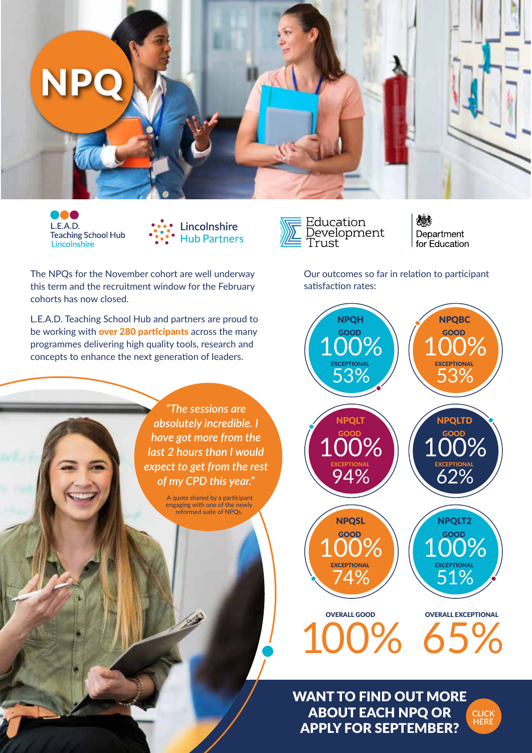# NPQ

L.E.A.D. Teaching School Hub Lincolnshire

Lincolnshire Hub Partners

Education Development Trust

Department for Education

The NPQs for the November cohort are well underway this term and the recruitment window for the February cohorts has now closed.

L.E.A.D. Teaching School Hub and partners are proud to be working with **over 280 participants** across the many programmes delivering high quality tools, research and concepts to enhance the next generation of leaders.

> *"The sessions are absolutely incredible. I have got more from the last 2 hours than I would expect to get from the rest of my CPD this year."*
>
> A quote shared by a participant engaging with one of the newly reformed suite of NPQs.

Our outcomes so far in relation to participant satisfaction rates:

**NPQH**
GOOD 100%
EXCEPTIONAL 53%

**NPQBC**
GOOD 100%
EXCEPTIONAL 53%

**NPQLT**
GOOD 100%
EXCEPTIONAL 94%

**NPQLTD**
GOOD 100%
EXCEPTIONAL 62%

**NPQSL**
GOOD 100%
EXCEPTIONAL 74%

**NPQLT2**
GOOD 100%
EXCEPTIONAL 51%

OVERALL GOOD 100%

OVERALL EXCEPTIONAL 65%

**WANT TO FIND OUT MORE ABOUT EACH NPQ OR APPLY FOR SEPTEMBER?** CLICK HERE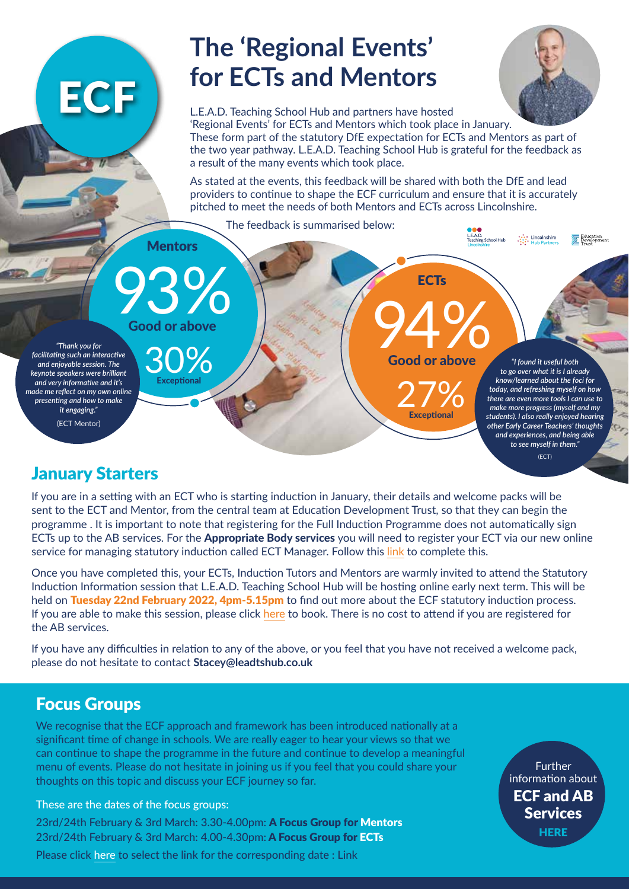# ECF

# The 'Regional Events' for ECTs and Mentors

L.E.A.D. Teaching School Hub and partners have hosted 'Regional Events' for ECTs and Mentors which took place in January. These form part of the statutory DfE expectation for ECTs and Mentors as part of the two year pathway. L.E.A.D. Teaching School Hub is grateful for the feedback as a result of the many events which took place.

As stated at the events, this feedback will be shared with both the DfE and lead providers to continue to shape the ECF curriculum and ensure that it is accurately pitched to meet the needs of both Mentors and ECTs across Lincolnshire.

The feedback is summarised below:

**Mentors**

93%
**Good or above**

30%
**Exceptional**

*"Thank you for facilitating such an interactive and enjoyable session. The keynote speakers were brilliant and very informative and it's made me reflect on my own online presenting and how to make it engaging."*

(ECT Mentor)

**ECTs**

94%
**Good or above**

27%
**Exceptional**

*"I found it useful both to go over what it is I already know/learned about the foci for today, and refreshing myself on how there are even more tools I can use to make more progress (myself and my students). I also really enjoyed hearing other Early Career Teachers' thoughts and experiences, and being able to see myself in them."*

(ECT)

## January Starters

If you are in a setting with an ECT who is starting induction in January, their details and welcome packs will be sent to the ECT and Mentor, from the central team at Education Development Trust, so that they can begin the programme . It is important to note that registering for the Full Induction Programme does not automatically sign ECTs up to the AB services. For the **Appropriate Body services** you will need to register your ECT via our new online service for managing statutory induction called ECT Manager. Follow this link to complete this.

Once you have completed this, your ECTs, Induction Tutors and Mentors are warmly invited to attend the Statutory Induction Information session that L.E.A.D. Teaching School Hub will be hosting online early next term. This will be held on **Tuesday 22nd February 2022, 4pm-5.15pm** to find out more about the ECF statutory induction process. If you are able to make this session, please click here to book. There is no cost to attend if you are registered for the AB services.

If you have any difficulties in relation to any of the above, or you feel that you have not received a welcome pack, please do not hesitate to contact **Stacey@leadtshub.co.uk**

## Focus Groups

We recognise that the ECF approach and framework has been introduced nationally at a significant time of change in schools. We are really eager to hear your views so that we can continue to shape the programme in the future and continue to develop a meaningful menu of events. Please do not hesitate in joining us if you feel that you could share your thoughts on this topic and discuss your ECF journey so far.

These are the dates of the focus groups:

23rd/24th February & 3rd March: 3.30-4.00pm: **A Focus Group for Mentors**
23rd/24th February & 3rd March: 4.00-4.30pm: **A Focus Group for ECTs**

Please click here to select the link for the corresponding date : Link

Further information about **ECF and AB Services** **HERE**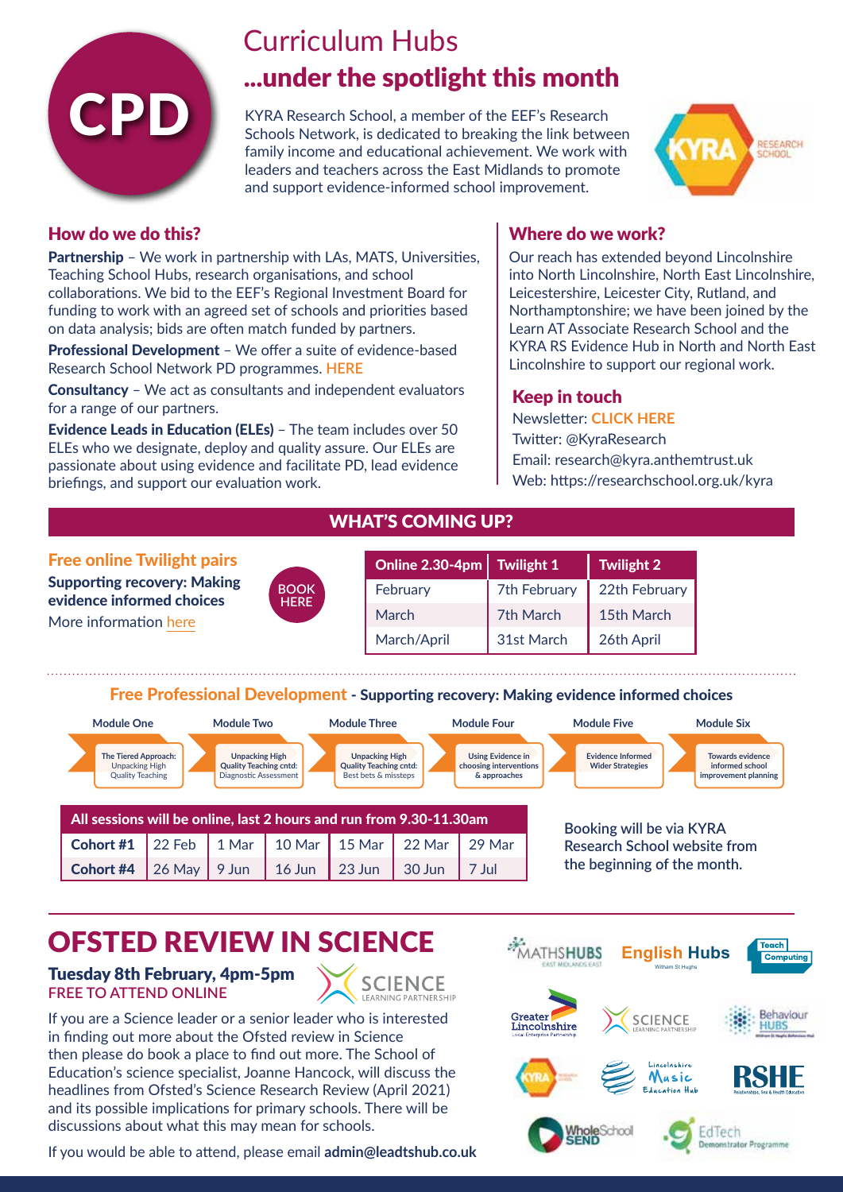CPD

# Curriculum Hubs

## ...under the spotlight this month

KYRA Research School, a member of the EEF's Research Schools Network, is dedicated to breaking the link between family income and educational achievement. We work with leaders and teachers across the East Midlands to promote and support evidence-informed school improvement.

KYRA RESEARCH SCHOOL

### How do we do this?

**Partnership** – We work in partnership with LAs, MATS, Universities, Teaching School Hubs, research organisations, and school collaborations. We bid to the EEF's Regional Investment Board for funding to work with an agreed set of schools and priorities based on data analysis; bids are often match funded by partners.

**Professional Development** – We offer a suite of evidence-based Research School Network PD programmes. HERE

**Consultancy** – We act as consultants and independent evaluators for a range of our partners.

**Evidence Leads in Education (ELEs)** – The team includes over 50 ELEs who we designate, deploy and quality assure. Our ELEs are passionate about using evidence and facilitate PD, lead evidence briefings, and support our evaluation work.

### Where do we work?

Our reach has extended beyond Lincolnshire into North Lincolnshire, North East Lincolnshire, Leicestershire, Leicester City, Rutland, and Northamptonshire; we have been joined by the Learn AT Associate Research School and the KYRA RS Evidence Hub in North and North East Lincolnshire to support our regional work.

### Keep in touch

Newsletter: CLICK HERE

Twitter: @KyraResearch

Email: research@kyra.anthemtrust.uk

Web: https://researchschool.org.uk/kyra

## WHAT'S COMING UP?

### Free online Twilight pairs

**Supporting recovery: Making evidence informed choices**

More information here

BOOK HERE

| Online 2.30-4pm | Twilight 1 | Twilight 2 |
|---|---|---|
| February | 7th February | 22th February |
| March | 7th March | 15th March |
| March/April | 31st March | 26th April |

### Free Professional Development - Supporting recovery: Making evidence informed choices

- **Module One** – The Tiered Approach: Unpacking High Quality Teaching
- **Module Two** – Unpacking High Quality Teaching cntd: Diagnostic Assessment
- **Module Three** – Unpacking High Quality Teaching cntd: Best bets & missteps
- **Module Four** – Using Evidence in choosing interventions & approaches
- **Module Five** – Evidence Informed Wider Strategies
- **Module Six** – Towards evidence informed school improvement planning

| All sessions will be online, last 2 hours and run from 9.30-11.30am | | | | | | |
|---|---|---|---|---|---|---|
| **Cohort #1** | 22 Feb | 1 Mar | 10 Mar | 15 Mar | 22 Mar | 29 Mar |
| **Cohort #4** | 26 May | 9 Jun | 16 Jun | 23 Jun | 30 Jun | 7 Jul |

Booking will be via KYRA Research School website from the beginning of the month.

# OFSTED REVIEW IN SCIENCE

**Tuesday 8th February, 4pm-5pm**

FREE TO ATTEND ONLINE

SCIENCE LEARNING PARTNERSHIP

If you are a Science leader or a senior leader who is interested in finding out more about the Ofsted review in Science then please do book a place to find out more. The School of Education's science specialist, Joanne Hancock, will discuss the headlines from Ofsted's Science Research Review (April 2021) and its possible implications for primary schools. There will be discussions about what this may mean for schools.

If you would be able to attend, please email **admin@leadtshub.co.uk**

MATHSHUBS EAST MIDLANDS EAST · English Hubs Witham St Hughs · Teach Computing · Greater Lincolnshire Local Enterprise Partnership · SCIENCE LEARNING PARTNERSHIP · Behaviour HUBS · KYRA Research School · Lincolnshire Music Education Hub · RSHE · WholeSchool SEND · EdTech Demonstrator Programme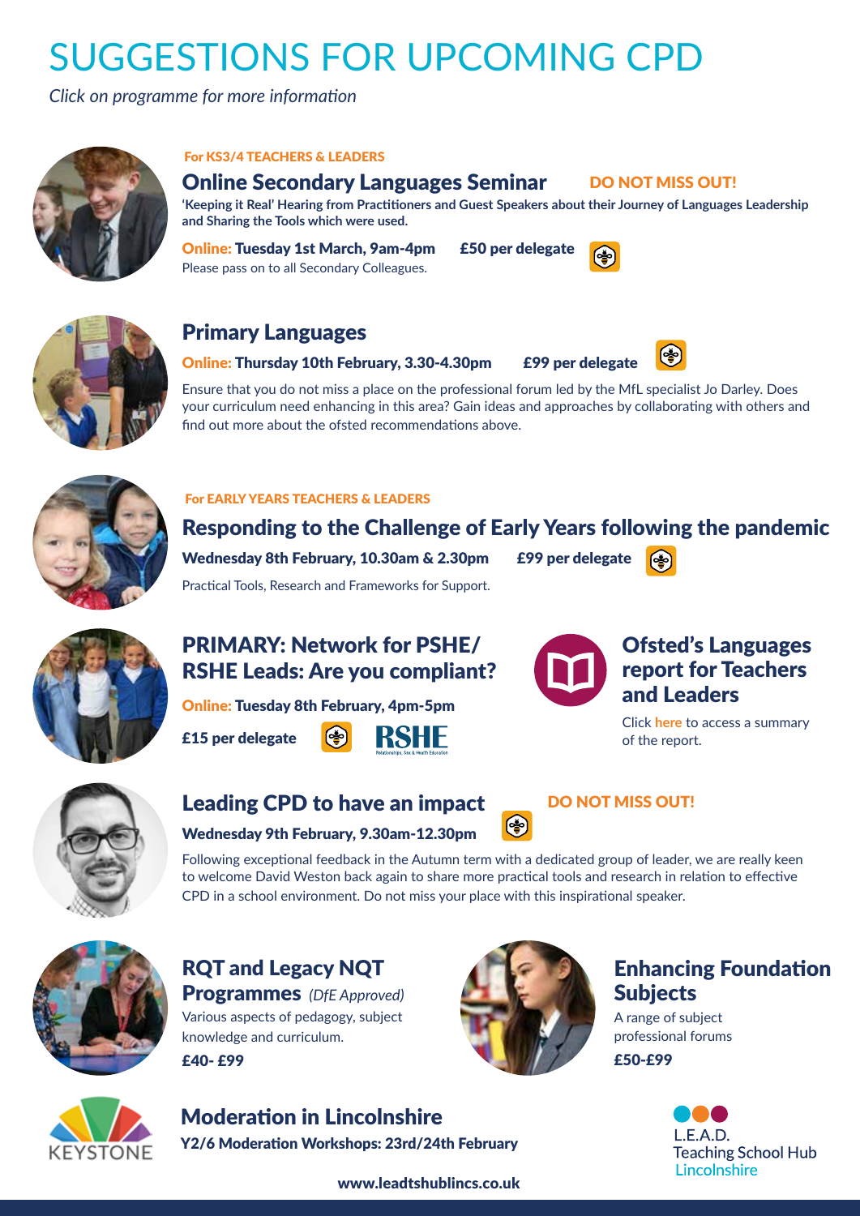# SUGGESTIONS FOR UPCOMING CPD

*Click on programme for more information*

For KS3/4 TEACHERS & LEADERS

## Online Secondary Languages Seminar

DO NOT MISS OUT!

**'Keeping it Real' Hearing from Practitioners and Guest Speakers about their Journey of Languages Leadership and Sharing the Tools which were used.**

**Online: Tuesday 1st March, 9am-4pm** **£50 per delegate**

Please pass on to all Secondary Colleagues.

## Primary Languages

**Online: Thursday 10th February, 3.30-4.30pm** **£99 per delegate**

Ensure that you do not miss a place on the professional forum led by the MfL specialist Jo Darley. Does your curriculum need enhancing in this area? Gain ideas and approaches by collaborating with others and find out more about the ofsted recommendations above.

For EARLY YEARS TEACHERS & LEADERS

## Responding to the Challenge of Early Years following the pandemic

**Wednesday 8th February, 10.30am & 2.30pm** **£99 per delegate**

Practical Tools, Research and Frameworks for Support.

## PRIMARY: Network for PSHE/ RSHE Leads: Are you compliant?

**Online: Tuesday 8th February, 4pm-5pm**

**£15 per delegate**

RSHE

Relationships, Sex & Health Education

## Ofsted's Languages report for Teachers and Leaders

Click here to access a summary of the report.

## Leading CPD to have an impact

DO NOT MISS OUT!

**Wednesday 9th February, 9.30am-12.30pm**

Following exceptional feedback in the Autumn term with a dedicated group of leader, we are really keen to welcome David Weston back again to share more practical tools and research in relation to effective CPD in a school environment. Do not miss your place with this inspirational speaker.

## RQT and Legacy NQT Programmes *(DfE Approved)*

Various aspects of pedagogy, subject knowledge and curriculum.

**£40- £99**

## Enhancing Foundation Subjects

A range of subject professional forums

**£50-£99**

KEYSTONE

## Moderation in Lincolnshire

**Y2/6 Moderation Workshops: 23rd/24th February**

L.E.A.D. Teaching School Hub Lincolnshire

**www.leadtshublincs.co.uk**